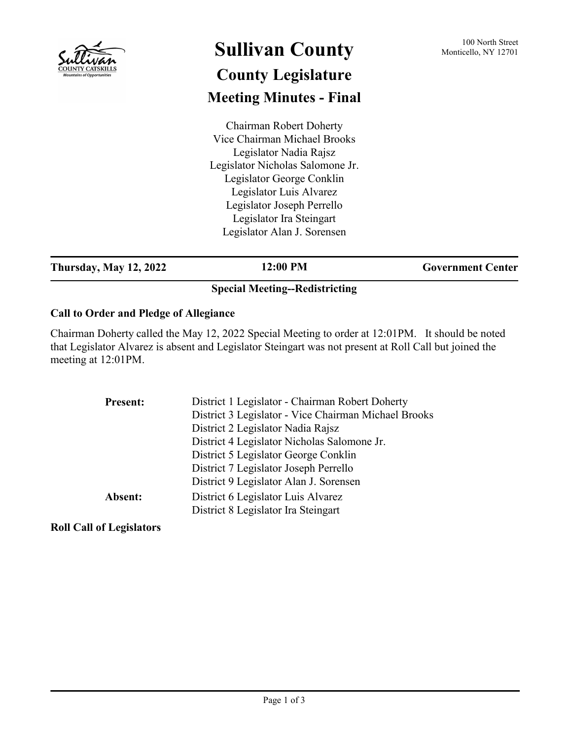# Sullivan County

100 North Street
Monticello, NY 12701

## County Legislature

## Meeting Minutes - Final

Chairman Robert Doherty
Vice Chairman Michael Brooks
Legislator Nadia Rajsz
Legislator Nicholas Salomone Jr.
Legislator George Conklin
Legislator Luis Alvarez
Legislator Joseph Perrello
Legislator Ira Steingart
Legislator Alan J. Sorensen

**Thursday, May 12, 2022** — **12:00 PM** — **Government Center**

### Special Meeting--Redistricting

**Call to Order and Pledge of Allegiance**

Chairman Doherty called the May 12, 2022 Special Meeting to order at 12:01PM. It should be noted that Legislator Alvarez is absent and Legislator Steingart was not present at Roll Call but joined the meeting at 12:01PM.

**Present:**
District 1 Legislator - Chairman Robert Doherty
District 3 Legislator - Vice Chairman Michael Brooks
District 2 Legislator Nadia Rajsz
District 4 Legislator Nicholas Salomone Jr.
District 5 Legislator George Conklin
District 7 Legislator Joseph Perrello
District 9 Legislator Alan J. Sorensen

**Absent:**
District 6 Legislator Luis Alvarez
District 8 Legislator Ira Steingart

**Roll Call of Legislators**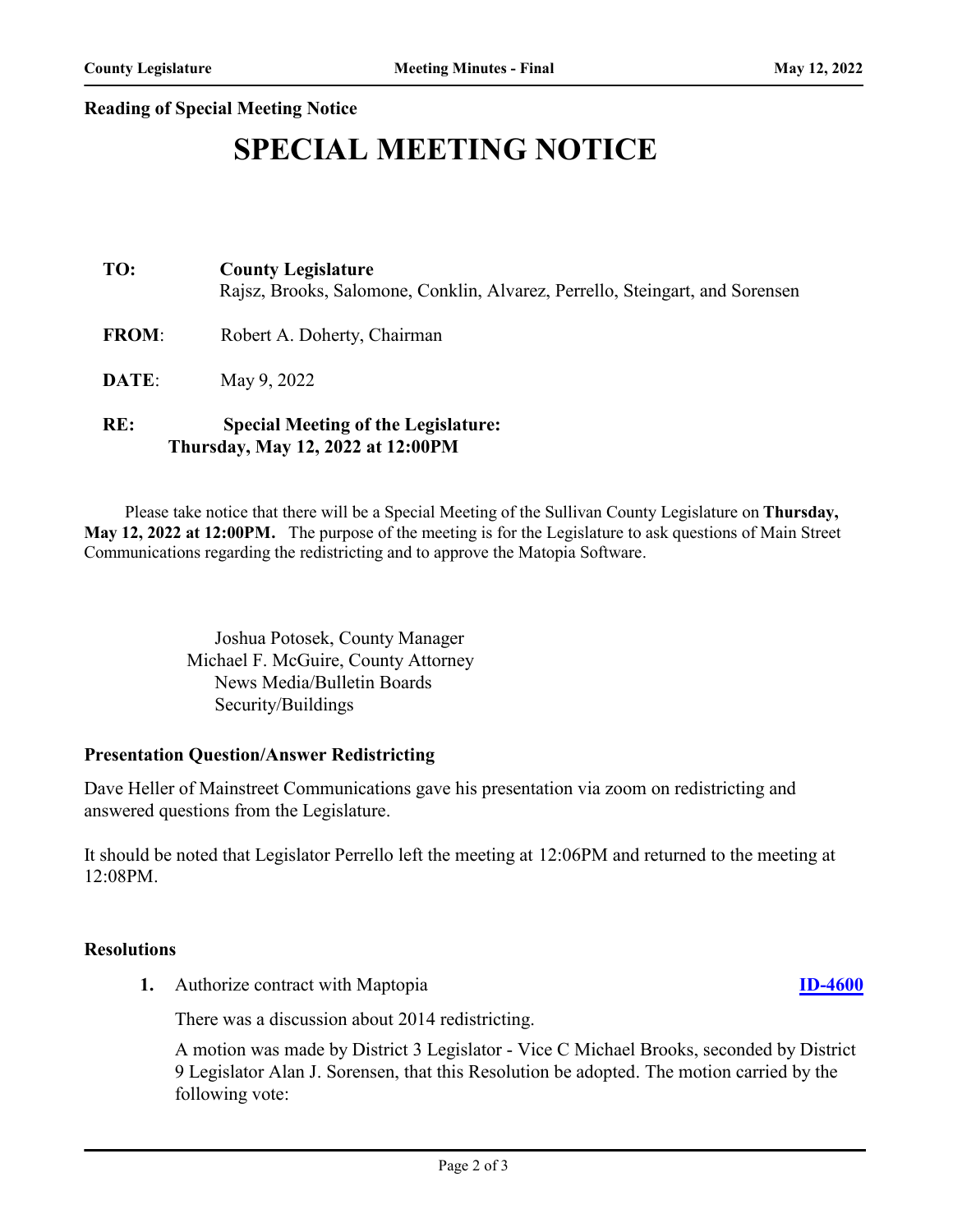**Reading of Special Meeting Notice**

# SPECIAL MEETING NOTICE

**TO:** **County Legislature**
Rajsz, Brooks, Salomone, Conklin, Alvarez, Perrello, Steingart, and Sorensen

**FROM**: Robert A. Doherty, Chairman

**DATE**: May 9, 2022

**RE:** **Special Meeting of the Legislature:**
**Thursday, May 12, 2022 at 12:00PM**

Please take notice that there will be a Special Meeting of the Sullivan County Legislature on **Thursday, May 12, 2022 at 12:00PM.** The purpose of the meeting is for the Legislature to ask questions of Main Street Communications regarding the redistricting and to approve the Matopia Software.

Joshua Potosek, County Manager
Michael F. McGuire, County Attorney
News Media/Bulletin Boards
Security/Buildings

**Presentation Question/Answer Redistricting**

Dave Heller of Mainstreet Communications gave his presentation via zoom on redistricting and answered questions from the Legislature.

It should be noted that Legislator Perrello left the meeting at 12:06PM and returned to the meeting at 12:08PM.

**Resolutions**

1. Authorize contract with Maptopia **ID-4600**

   There was a discussion about 2014 redistricting.

   A motion was made by District 3 Legislator - Vice C Michael Brooks, seconded by District 9 Legislator Alan J. Sorensen, that this Resolution be adopted. The motion carried by the following vote: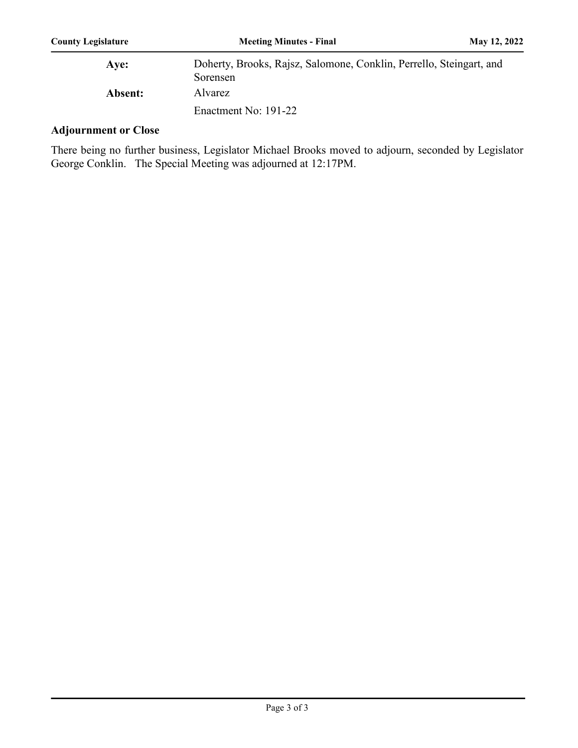**Aye:** Doherty, Brooks, Rajsz, Salomone, Conklin, Perrello, Steingart, and Sorensen

**Absent:** Alvarez

Enactment No: 191-22

## Adjournment or Close

There being no further business, Legislator Michael Brooks moved to adjourn, seconded by Legislator George Conklin. The Special Meeting was adjourned at 12:17PM.